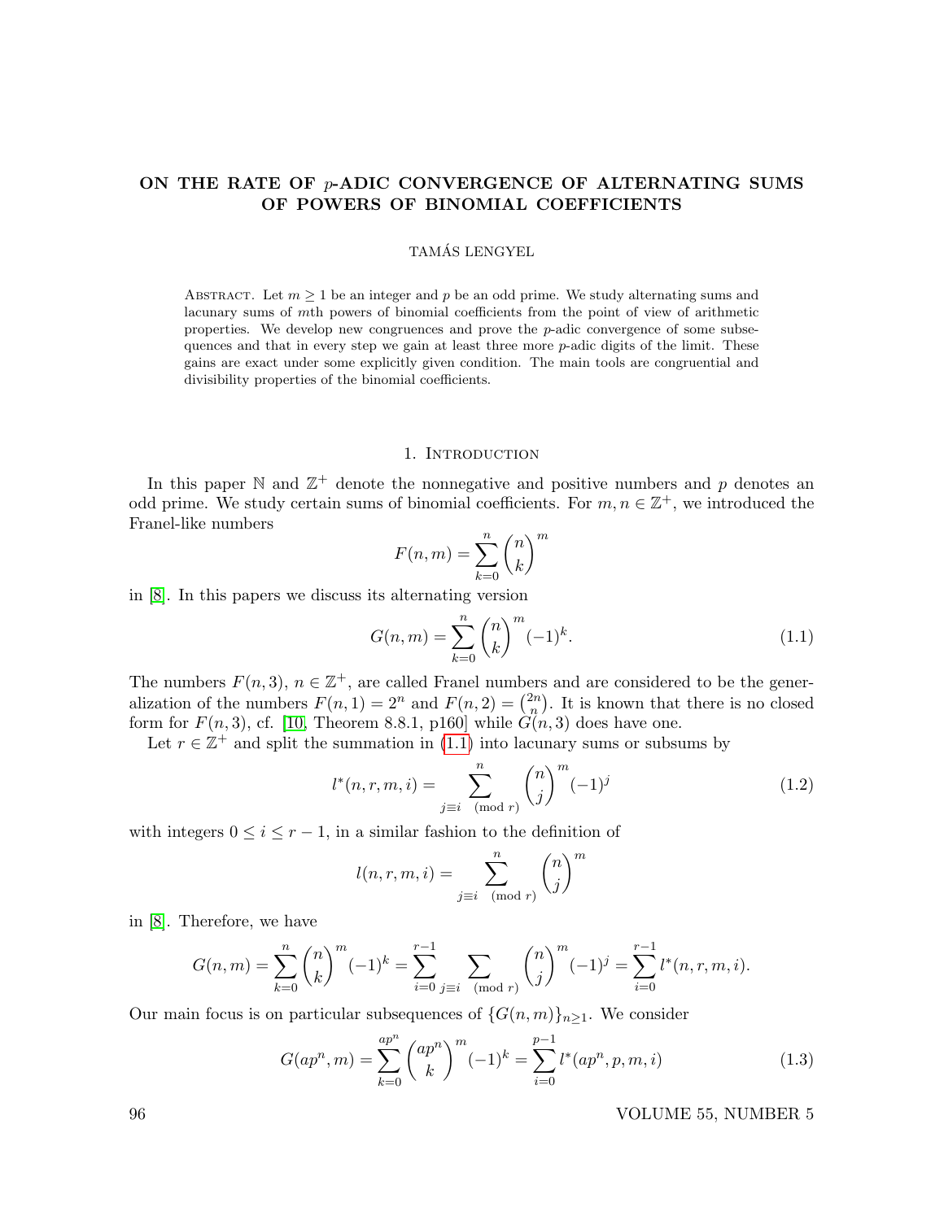# ON THE RATE OF $p$-ADIC CONVERGENCE OF ALTERNATING SUMS OF POWERS OF BINOMIAL COEFFICIENTS

TAMÁS LENGYEL

ABSTRACT. Let $m \geq 1$ be an integer and $p$ be an odd prime. We study alternating sums and lacunary sums of $m$th powers of binomial coefficients from the point of view of arithmetic properties. We develop new congruences and prove the $p$-adic convergence of some subsequences and that in every step we gain at least three more $p$-adic digits of the limit. These gains are exact under some explicitly given condition. The main tools are congruential and divisibility properties of the binomial coefficients.

## 1. Introduction

In this paper $\mathbb{N}$ and $\mathbb{Z}^+$ denote the nonnegative and positive numbers and $p$ denotes an odd prime. We study certain sums of binomial coefficients. For $m, n \in \mathbb{Z}^+$, we introduced the Franel-like numbers

$$F(n,m) = \sum_{k=0}^{n} \binom{n}{k}^m$$

in [8]. In this papers we discuss its alternating version

$$G(n,m) = \sum_{k=0}^{n} \binom{n}{k}^m (-1)^k. \tag{1.1}$$

The numbers $F(n,3)$, $n \in \mathbb{Z}^+$, are called Franel numbers and are considered to be the generalization of the numbers $F(n,1) = 2^n$ and $F(n,2) = \binom{2n}{n}$. It is known that there is no closed form for $F(n,3)$, cf. [10, Theorem 8.8.1, p160] while $G(n,3)$ does have one.

Let $r \in \mathbb{Z}^+$ and split the summation in (1.1) into lacunary sums or subsums by

$$l^*(n,r,m,i) = \sum_{j \equiv i \pmod{r}}^{n} \binom{n}{j}^m (-1)^j \tag{1.2}$$

with integers $0 \leq i \leq r-1$, in a similar fashion to the definition of

$$l(n,r,m,i) = \sum_{j \equiv i \pmod{r}}^{n} \binom{n}{j}^m$$

in [8]. Therefore, we have

$$G(n,m) = \sum_{k=0}^{n} \binom{n}{k}^m (-1)^k = \sum_{i=0}^{r-1} \sum_{j \equiv i \pmod{r}} \binom{n}{j}^m (-1)^j = \sum_{i=0}^{r-1} l^*(n,r,m,i).$$

Our main focus is on particular subsequences of $\{G(n,m)\}_{n \geq 1}$. We consider

$$G(ap^n, m) = \sum_{k=0}^{ap^n} \binom{ap^n}{k}^m (-1)^k = \sum_{i=0}^{p-1} l^*(ap^n, p, m, i) \tag{1.3}$$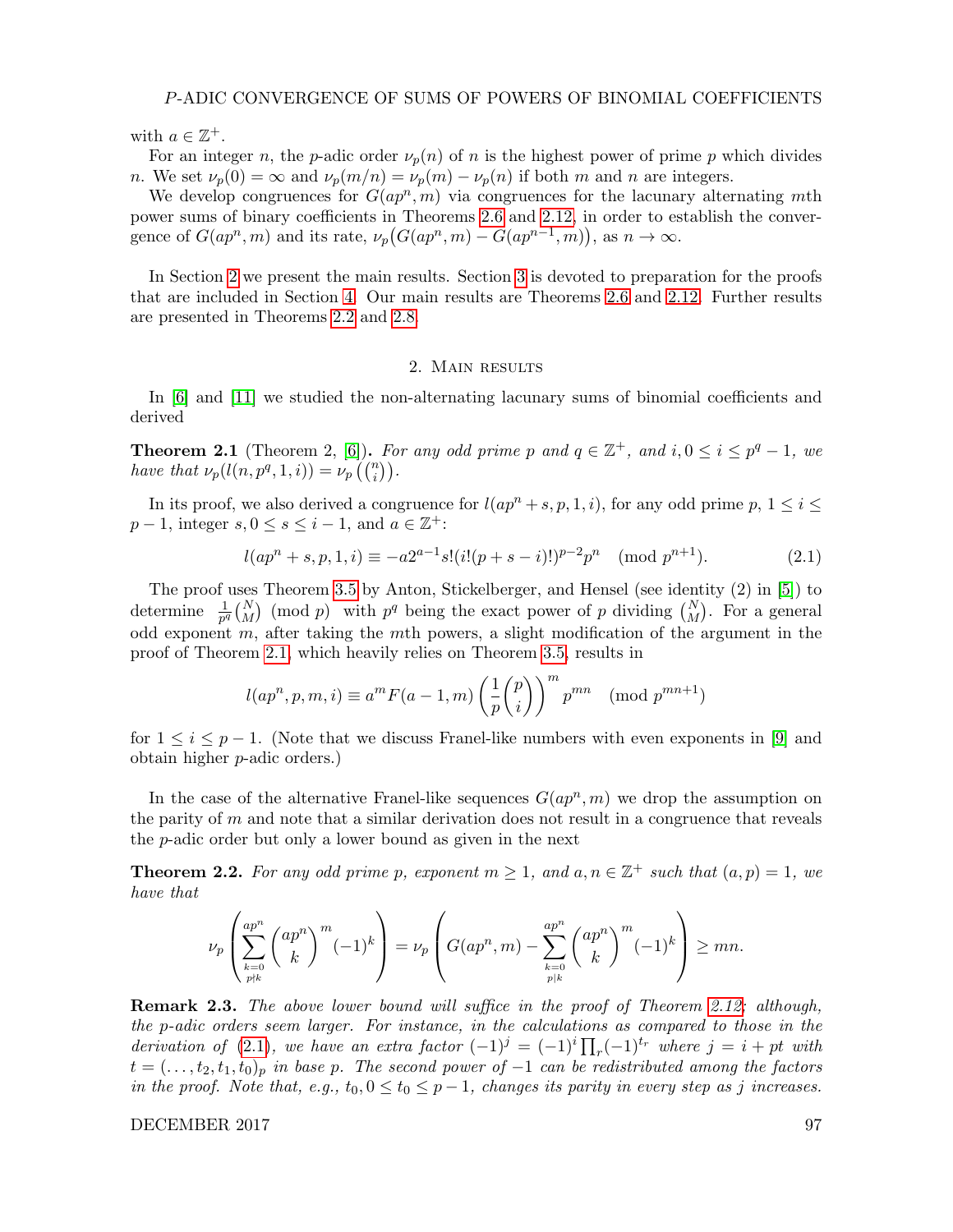with $a \in \mathbb{Z}^+$.

For an integer $n$, the $p$-adic order $\nu_p(n)$ of $n$ is the highest power of prime $p$ which divides $n$. We set $\nu_p(0) = \infty$ and $\nu_p(m/n) = \nu_p(m) - \nu_p(n)$ if both $m$ and $n$ are integers.

We develop congruences for $G(ap^n, m)$ via congruences for the lacunary alternating $m$th power sums of binary coefficients in Theorems 2.6 and 2.12, in order to establish the convergence of $G(ap^n, m)$ and its rate, $\nu_p\big(G(ap^n, m) - G(ap^{n-1}, m)\big)$, as $n \to \infty$.

In Section 2 we present the main results. Section 3 is devoted to preparation for the proofs that are included in Section 4. Our main results are Theorems 2.6 and 2.12. Further results are presented in Theorems 2.2 and 2.8.

## 2. Main results

In [6] and [11] we studied the non-alternating lacunary sums of binomial coefficients and derived

**Theorem 2.1** (Theorem 2, [6])**.** *For any odd prime $p$ and $q \in \mathbb{Z}^+$, and $i, 0 \le i \le p^q - 1$, we have that $\nu_p(l(n, p^q, 1, i)) = \nu_p\left(\binom{n}{i}\right)$.*

In its proof, we also derived a congruence for $l(ap^n + s, p, 1, i)$, for any odd prime $p$, $1 \le i \le p-1$, integer $s, 0 \le s \le i-1$, and $a \in \mathbb{Z}^+$:

$$l(ap^n + s, p, 1, i) \equiv -a2^{a-1}s!(i!(p+s-i)!)^{p-2}p^n \pmod{p^{n+1}}. \tag{2.1}$$

The proof uses Theorem 3.5 by Anton, Stickelberger, and Hensel (see identity (2) in [5]) to determine $\frac{1}{p^q}\binom{N}{M} \pmod p$ with $p^q$ being the exact power of $p$ dividing $\binom{N}{M}$. For a general odd exponent $m$, after taking the $m$th powers, a slight modification of the argument in the proof of Theorem 2.1, which heavily relies on Theorem 3.5, results in

$$l(ap^n, p, m, i) \equiv a^m F(a-1, m)\left(\frac{1}{p}\binom{p}{i}\right)^m p^{mn} \pmod{p^{mn+1}}$$

for $1 \le i \le p-1$. (Note that we discuss Franel-like numbers with even exponents in [9] and obtain higher $p$-adic orders.)

In the case of the alternative Franel-like sequences $G(ap^n, m)$ we drop the assumption on the parity of $m$ and note that a similar derivation does not result in a congruence that reveals the $p$-adic order but only a lower bound as given in the next

**Theorem 2.2.** *For any odd prime $p$, exponent $m \ge 1$, and $a, n \in \mathbb{Z}^+$ such that $(a, p) = 1$, we have that*

$$\nu_p\left(\sum_{\substack{k=0\\ p\nmid k}}^{ap^n}\binom{ap^n}{k}^m(-1)^k\right) = \nu_p\left(G(ap^n, m) - \sum_{\substack{k=0\\ p\mid k}}^{ap^n}\binom{ap^n}{k}^m(-1)^k\right) \ge mn.$$

**Remark 2.3.** *The above lower bound will suffice in the proof of Theorem 2.12; although, the $p$-adic orders seem larger. For instance, in the calculations as compared to those in the derivation of (2.1), we have an extra factor $(-1)^j = (-1)^i\prod_r(-1)^{t_r}$ where $j = i + pt$ with $t = (\ldots, t_2, t_1, t_0)_p$ in base $p$. The second power of $-1$ can be redistributed among the factors in the proof. Note that, e.g., $t_0, 0 \le t_0 \le p-1$, changes its parity in every step as $j$ increases.*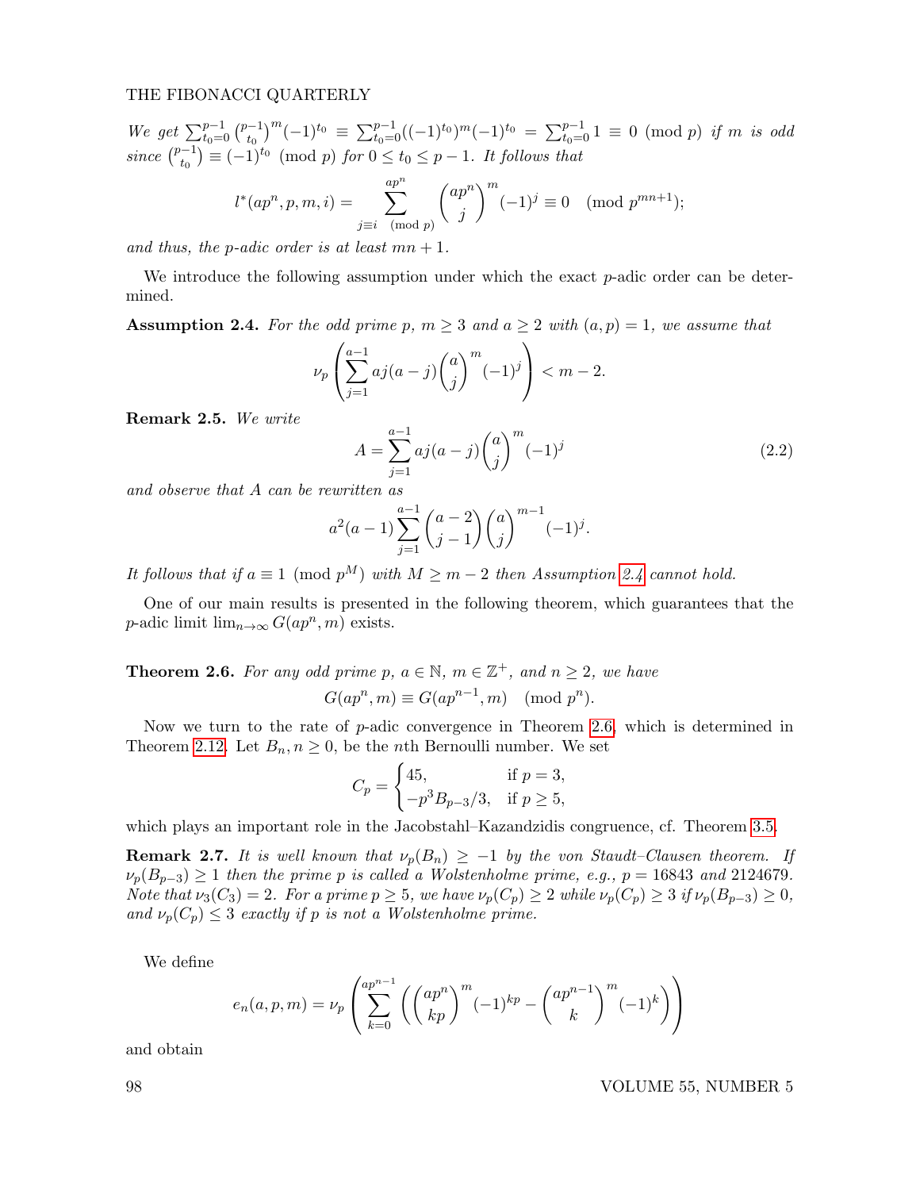*We get* $\sum_{t_0=0}^{p-1}\binom{p-1}{t_0}^m(-1)^{t_0} \equiv \sum_{t_0=0}^{p-1}((-1)^{t_0})^m(-1)^{t_0} = \sum_{t_0=0}^{p-1} 1 \equiv 0 \pmod p$ *if* $m$ *is odd since* $\binom{p-1}{t_0} \equiv (-1)^{t_0} \pmod p$ *for* $0 \le t_0 \le p-1$. *It follows that*

$$l^*(ap^n, p, m, i) = \sum_{\substack{j \equiv i \pmod p}}^{ap^n} \binom{ap^n}{j}^m (-1)^j \equiv 0 \pmod{p^{mn+1}};$$

*and thus, the* $p$*-adic order is at least* $mn + 1$.

We introduce the following assumption under which the exact $p$-adic order can be determined.

**Assumption 2.4.** *For the odd prime* $p$, $m \ge 3$ *and* $a \ge 2$ *with* $(a, p) = 1$, *we assume that*

$$\nu_p\left(\sum_{j=1}^{a-1} aj(a-j)\binom{a}{j}^m(-1)^j\right) < m - 2.$$

**Remark 2.5.** *We write*

$$A = \sum_{j=1}^{a-1} aj(a-j)\binom{a}{j}^m(-1)^j \tag{2.2}$$

*and observe that* $A$ *can be rewritten as*

$$a^2(a-1)\sum_{j=1}^{a-1}\binom{a-2}{j-1}\binom{a}{j}^{m-1}(-1)^j.$$

*It follows that if* $a \equiv 1 \pmod{p^M}$ *with* $M \ge m - 2$ *then Assumption 2.4 cannot hold.*

One of our main results is presented in the following theorem, which guarantees that the $p$-adic limit $\lim_{n\to\infty} G(ap^n, m)$ exists.

**Theorem 2.6.** *For any odd prime* $p$, $a \in \mathbb{N}$, $m \in \mathbb{Z}^+$, *and* $n \ge 2$, *we have*

$$G(ap^n, m) \equiv G(ap^{n-1}, m) \pmod{p^n}.$$

Now we turn to the rate of $p$-adic convergence in Theorem 2.6, which is determined in Theorem 2.12. Let $B_n, n \ge 0$, be the $n$th Bernoulli number. We set

$$C_p = \begin{cases} 45, & \text{if } p = 3, \\ -p^3 B_{p-3}/3, & \text{if } p \ge 5, \end{cases}$$

which plays an important role in the Jacobstahl–Kazandzidis congruence, cf. Theorem 3.5.

**Remark 2.7.** *It is well known that* $\nu_p(B_n) \ge -1$ *by the von Staudt–Clausen theorem. If* $\nu_p(B_{p-3}) \ge 1$ *then the prime* $p$ *is called a Wolstenholme prime, e.g.,* $p = 16843$ *and* $2124679$. *Note that* $\nu_3(C_3) = 2$. *For a prime* $p \ge 5$, *we have* $\nu_p(C_p) \ge 2$ *while* $\nu_p(C_p) \ge 3$ *if* $\nu_p(B_{p-3}) \ge 0$, *and* $\nu_p(C_p) \le 3$ *exactly if* $p$ *is not a Wolstenholme prime.*

We define

$$e_n(a, p, m) = \nu_p\left(\sum_{k=0}^{ap^{n-1}}\left(\binom{ap^n}{kp}^m(-1)^{kp} - \binom{ap^{n-1}}{k}^m(-1)^k\right)\right)$$

and obtain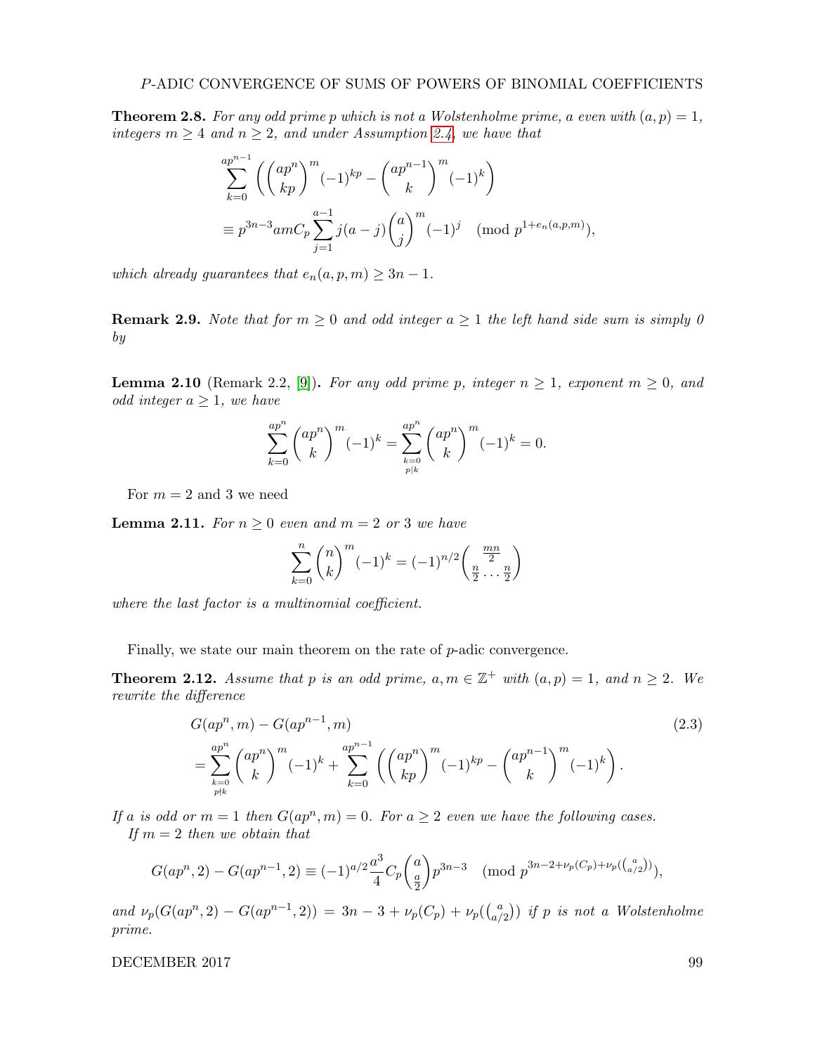**Theorem 2.8.** *For any odd prime $p$ which is not a Wolstenholme prime, $a$ even with $(a,p)=1$, integers $m \geq 4$ and $n \geq 2$, and under Assumption 2.4, we have that*

$$\sum_{k=0}^{ap^{n-1}} \left( \binom{ap^n}{kp}^m (-1)^{kp} - \binom{ap^{n-1}}{k}^m (-1)^k \right)$$
$$\equiv p^{3n-3} amC_p \sum_{j=1}^{a-1} j(a-j)\binom{a}{j}^m (-1)^j \pmod{p^{1+e_n(a,p,m)}},$$

*which already guarantees that $e_n(a,p,m) \geq 3n-1$.*

**Remark 2.9.** *Note that for $m \geq 0$ and odd integer $a \geq 1$ the left hand side sum is simply 0 by*

**Lemma 2.10** (Remark 2.2, [9])**.** *For any odd prime $p$, integer $n \geq 1$, exponent $m \geq 0$, and odd integer $a \geq 1$, we have*

$$\sum_{k=0}^{ap^n} \binom{ap^n}{k}^m (-1)^k = \sum_{\substack{k=0 \\ p|k}}^{ap^n} \binom{ap^n}{k}^m (-1)^k = 0.$$

For $m=2$ and 3 we need

**Lemma 2.11.** *For $n \geq 0$ even and $m=2$ or 3 we have*

$$\sum_{k=0}^{n} \binom{n}{k}^m (-1)^k = (-1)^{n/2} \binom{\frac{mn}{2}}{\frac{n}{2} \cdots \frac{n}{2}}$$

*where the last factor is a multinomial coefficient.*

Finally, we state our main theorem on the rate of $p$-adic convergence.

**Theorem 2.12.** *Assume that $p$ is an odd prime, $a,m \in \mathbb{Z}^+$ with $(a,p)=1$, and $n \geq 2$. We rewrite the difference*

$$G(ap^n,m) - G(ap^{n-1},m) \tag{2.3}$$
$$= \sum_{\substack{k=0 \\ p\nmid k}}^{ap^n} \binom{ap^n}{k}^m (-1)^k + \sum_{k=0}^{ap^{n-1}} \left( \binom{ap^n}{kp}^m (-1)^{kp} - \binom{ap^{n-1}}{k}^m (-1)^k \right).$$

*If $a$ is odd or $m=1$ then $G(ap^n,m)=0$. For $a \geq 2$ even we have the following cases.*

*If $m=2$ then we obtain that*

$$G(ap^n,2) - G(ap^{n-1},2) \equiv (-1)^{a/2} \frac{a^3}{4} C_p \binom{a}{\frac{a}{2}} p^{3n-3} \pmod{p^{3n-2+\nu_p(C_p)+\nu_p(\binom{a}{a/2})}},$$

*and $\nu_p(G(ap^n,2) - G(ap^{n-1},2)) = 3n-3+\nu_p(C_p)+\nu_p(\binom{a}{a/2})$ if $p$ is not a Wolstenholme prime.*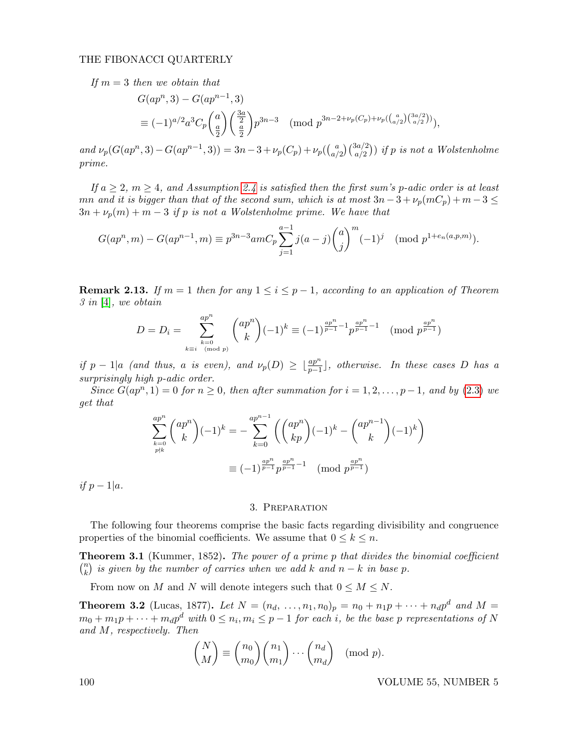*If $m = 3$ then we obtain that*

$$G(ap^n, 3) - G(ap^{n-1}, 3)$$
$$\equiv (-1)^{a/2} a^3 C_p \binom{a}{\frac{a}{2}} \binom{\frac{3a}{2}}{\frac{a}{2}} p^{3n-3} \pmod{p^{3n-2+\nu_p(C_p)+\nu_p(\binom{a}{a/2}\binom{3a/2}{a/2})}},$$

*and* $\nu_p(G(ap^n, 3) - G(ap^{n-1}, 3)) = 3n - 3 + \nu_p(C_p) + \nu_p(\binom{a}{a/2}\binom{3a/2}{a/2})$ *if $p$ is not a Wolstenholme prime.*

*If $a \geq 2$, $m \geq 4$, and Assumption 2.4 is satisfied then the first sum's $p$-adic order is at least $mn$ and it is bigger than that of the second sum, which is at most $3n - 3 + \nu_p(mC_p) + m - 3 \leq 3n + \nu_p(m) + m - 3$ if $p$ is not a Wolstenholme prime. We have that*

$$G(ap^n, m) - G(ap^{n-1}, m) \equiv p^{3n-3} amC_p \sum_{j=1}^{a-1} j(a-j) \binom{a}{j}^m (-1)^j \pmod{p^{1+e_n(a,p,m)}}.$$

**Remark 2.13.** *If $m = 1$ then for any $1 \leq i \leq p-1$, according to an application of Theorem 3 in [4], we obtain*

$$D = D_i = \sum_{\substack{k=0 \\ k \equiv i \pmod p}}^{ap^n} \binom{ap^n}{k} (-1)^k \equiv (-1)^{\frac{ap^n}{p-1}-1} p^{\frac{ap^n}{p-1}-1} \pmod{p^{\frac{ap^n}{p-1}}}$$

*if $p-1|a$ (and thus, $a$ is even), and $\nu_p(D) \geq \lfloor \frac{ap^n}{p-1} \rfloor$, otherwise. In these cases $D$ has a surprisingly high $p$-order.*

*Since $G(ap^n, 1) = 0$ for $n \geq 0$, then after summation for $i = 1, 2, \ldots, p-1$, and by (2.3) we get that*

$$\sum_{\substack{k=0 \\ p \nmid k}}^{ap^n} \binom{ap^n}{k} (-1)^k = -\sum_{k=0}^{ap^{n-1}} \left( \binom{ap^n}{kp} (-1)^k - \binom{ap^{n-1}}{k} (-1)^k \right)$$
$$\equiv (-1)^{\frac{ap^n}{p-1}} p^{\frac{ap^n}{p-1}-1} \pmod{p^{\frac{ap^n}{p-1}}}$$

*if $p-1|a$.*

## 3. Preparation

The following four theorems comprise the basic facts regarding divisibility and congruence properties of the binomial coefficients. We assume that $0 \leq k \leq n$.

**Theorem 3.1** (Kummer, 1852)**.** *The power of a prime $p$ that divides the binomial coefficient $\binom{n}{k}$ is given by the number of carries when we add $k$ and $n-k$ in base $p$.*

From now on $M$ and $N$ will denote integers such that $0 \leq M \leq N$.

**Theorem 3.2** (Lucas, 1877)**.** *Let $N = (n_d, \ldots, n_1, n_0)_p = n_0 + n_1 p + \cdots + n_d p^d$ and $M = m_0 + m_1 p + \cdots + m_d p^d$ with $0 \leq n_i, m_i \leq p-1$ for each $i$, be the base $p$ representations of $N$ and $M$, respectively. Then*

$$\binom{N}{M} \equiv \binom{n_0}{m_0} \binom{n_1}{m_1} \cdots \binom{n_d}{m_d} \pmod p.$$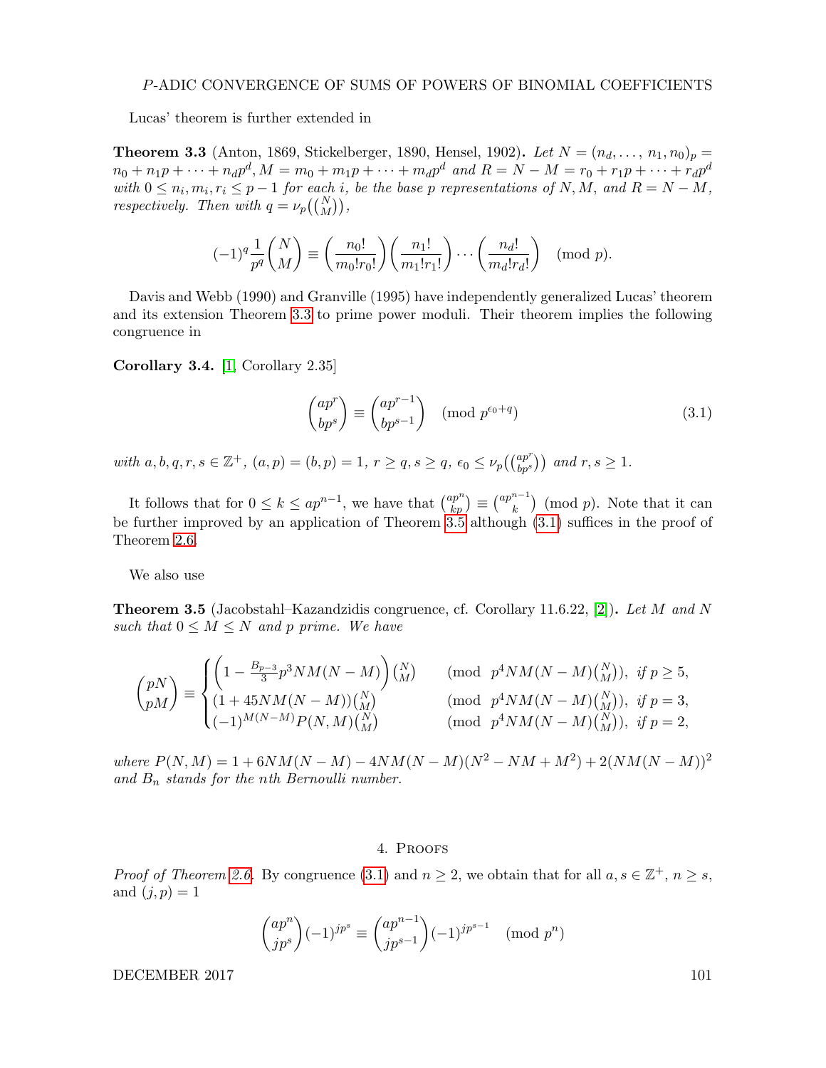Lucas' theorem is further extended in

**Theorem 3.3** (Anton, 1869, Stickelberger, 1890, Hensel, 1902)**.** *Let $N = (n_d, \ldots, n_1, n_0)_p = n_0 + n_1 p + \cdots + n_d p^d, M = m_0 + m_1 p + \cdots + m_d p^d$ and $R = N - M = r_0 + r_1 p + \cdots + r_d p^d$ with $0 \le n_i, m_i, r_i \le p-1$ for each $i$, be the base $p$ representations of $N, M$, and $R = N - M$, respectively. Then with $q = \nu_p\big(\binom{N}{M}\big)$,*

$$(-1)^q \frac{1}{p^q}\binom{N}{M} \equiv \left(\frac{n_0!}{m_0! r_0!}\right)\left(\frac{n_1!}{m_1! r_1!}\right)\cdots\left(\frac{n_d!}{m_d! r_d!}\right) \pmod{p}.$$

Davis and Webb (1990) and Granville (1995) have independently generalized Lucas' theorem and its extension Theorem 3.3 to prime power moduli. Their theorem implies the following congruence in

**Corollary 3.4.** [1, Corollary 2.35]

$$\binom{ap^r}{bp^s} \equiv \binom{ap^{r-1}}{bp^{s-1}} \pmod{p^{\epsilon_0 + q}} \tag{3.1}$$

*with $a, b, q, r, s \in \mathbb{Z}^+$, $(a,p) = (b,p) = 1$, $r \ge q, s \ge q$, $\epsilon_0 \le \nu_p\big(\binom{ap^r}{bp^s}\big)$ and $r, s \ge 1$.*

It follows that for $0 \le k \le ap^{n-1}$, we have that $\binom{ap^n}{kp} \equiv \binom{ap^{n-1}}{k} \pmod{p}$. Note that it can be further improved by an application of Theorem 3.5 although (3.1) suffices in the proof of Theorem 2.6.

We also use

**Theorem 3.5** (Jacobstahl–Kazandzidis congruence, cf. Corollary 11.6.22, [2])**.** *Let $M$ and $N$ such that $0 \le M \le N$ and $p$ prime. We have*

$$\binom{pN}{pM} \equiv \begin{cases} \left(1 - \frac{B_{p-3}}{3} p^3 NM(N-M)\right)\binom{N}{M} & \left(\bmod\ p^4 NM(N-M)\binom{N}{M}\right),\ \text{if } p \ge 5, \\ (1 + 45NM(N-M))\binom{N}{M} & \left(\bmod\ p^4 NM(N-M)\binom{N}{M}\right),\ \text{if } p = 3, \\ (-1)^{M(N-M)} P(N,M)\binom{N}{M} & \left(\bmod\ p^4 NM(N-M)\binom{N}{M}\right),\ \text{if } p = 2, \end{cases}$$

*where $P(N,M) = 1 + 6NM(N-M) - 4NM(N-M)(N^2 - NM + M^2) + 2(NM(N-M))^2$ and $B_n$ stands for the $n$th Bernoulli number.*

## 4. Proofs

*Proof of Theorem 2.6.* By congruence (3.1) and $n \ge 2$, we obtain that for all $a, s \in \mathbb{Z}^+$, $n \ge s$, and $(j,p) = 1$

$$\binom{ap^n}{jp^s}(-1)^{jp^s} \equiv \binom{ap^{n-1}}{jp^{s-1}}(-1)^{jp^{s-1}} \pmod{p^n}$$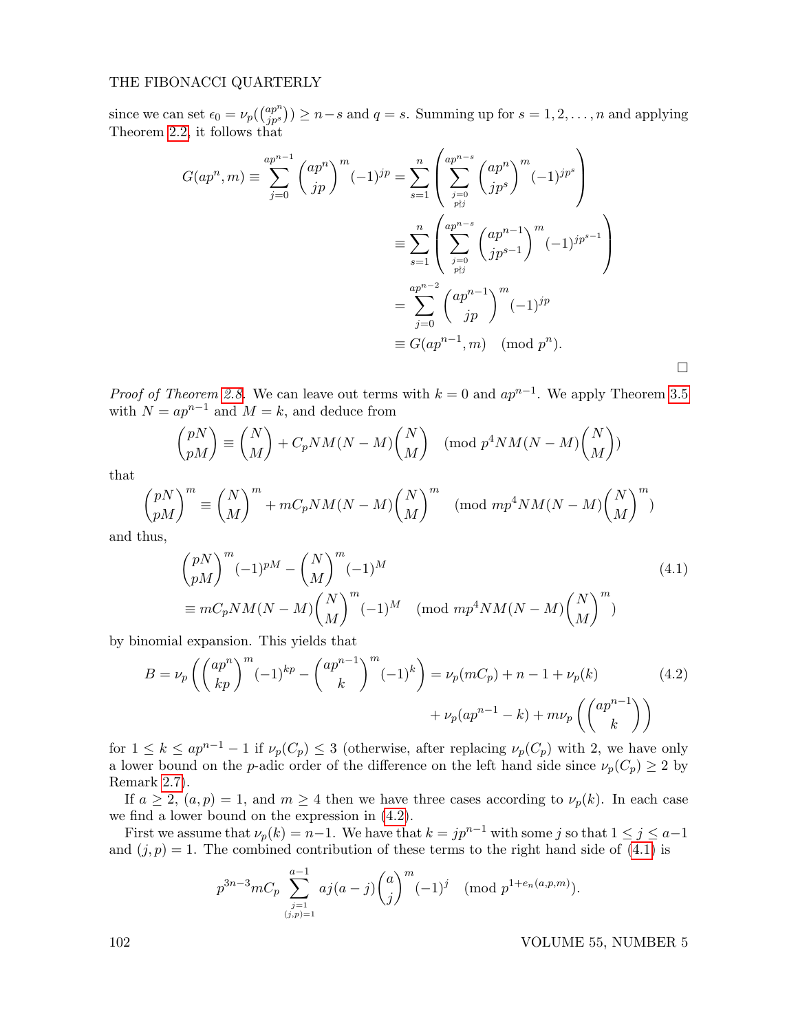since we can set $\epsilon_0 = \nu_p(\binom{ap^n}{jp^s}) \geq n-s$ and $q = s$. Summing up for $s = 1, 2, \ldots, n$ and applying Theorem 2.2, it follows that

$$
\begin{aligned}
G(ap^n, m) \equiv \sum_{j=0}^{ap^{n-1}} \binom{ap^n}{jp}^m (-1)^{jp} &= \sum_{s=1}^{n} \left( \sum_{\substack{j=0 \\ p \nmid j}}^{ap^{n-s}} \binom{ap^n}{jp^s}^m (-1)^{jp^s} \right) \\
&\equiv \sum_{s=1}^{n} \left( \sum_{\substack{j=0 \\ p \nmid j}}^{ap^{n-s}} \binom{ap^{n-1}}{jp^{s-1}}^m (-1)^{jp^{s-1}} \right) \\
&= \sum_{j=0}^{ap^{n-2}} \binom{ap^{n-1}}{jp}^m (-1)^{jp} \\
&\equiv G(ap^{n-1}, m) \pmod{p^n}.
\end{aligned}
$$

□

*Proof of Theorem 2.8.* We can leave out terms with $k = 0$ and $ap^{n-1}$. We apply Theorem 3.5 with $N = ap^{n-1}$ and $M = k$, and deduce from

$$
\binom{pN}{pM} \equiv \binom{N}{M} + C_p NM(N-M)\binom{N}{M} \pmod{p^4 NM(N-M)\binom{N}{M}}
$$

that

$$
\binom{pN}{pM}^m \equiv \binom{N}{M}^m + mC_p NM(N-M)\binom{N}{M}^m \pmod{mp^4 NM(N-M)\binom{N}{M}^m}
$$

and thus,

$$
\begin{aligned}
&\binom{pN}{pM}^m (-1)^{pM} - \binom{N}{M}^m (-1)^M \qquad (4.1)\\
&\equiv mC_p NM(N-M)\binom{N}{M}^m (-1)^M \pmod{mp^4 NM(N-M)\binom{N}{M}^m}
\end{aligned}
$$

by binomial expansion. This yields that

$$
\begin{aligned}
B = \nu_p\left( \binom{ap^n}{kp}^m (-1)^{kp} - \binom{ap^{n-1}}{k}^m (-1)^k \right) &= \nu_p(mC_p) + n - 1 + \nu_p(k) \qquad (4.2)\\
&\quad + \nu_p(ap^{n-1} - k) + m\nu_p\left(\binom{ap^{n-1}}{k}\right)
\end{aligned}
$$

for $1 \leq k \leq ap^{n-1} - 1$ if $\nu_p(C_p) \leq 3$ (otherwise, after replacing $\nu_p(C_p)$ with 2, we have only a lower bound on the $p$-adic order of the difference on the left hand side since $\nu_p(C_p) \geq 2$ by Remark 2.7).

If $a \geq 2$, $(a, p) = 1$, and $m \geq 4$ then we have three cases according to $\nu_p(k)$. In each case we find a lower bound on the expression in (4.2).

First we assume that $\nu_p(k) = n-1$. We have that $k = jp^{n-1}$ with some $j$ so that $1 \leq j \leq a-1$ and $(j, p) = 1$. The combined contribution of these terms to the right hand side of (4.1) is

$$
p^{3n-3} mC_p \sum_{\substack{j=1 \\ (j,p)=1}}^{a-1} aj(a-j)\binom{a}{j}^m (-1)^j \pmod{p^{1+e_n(a,p,m)}}.
$$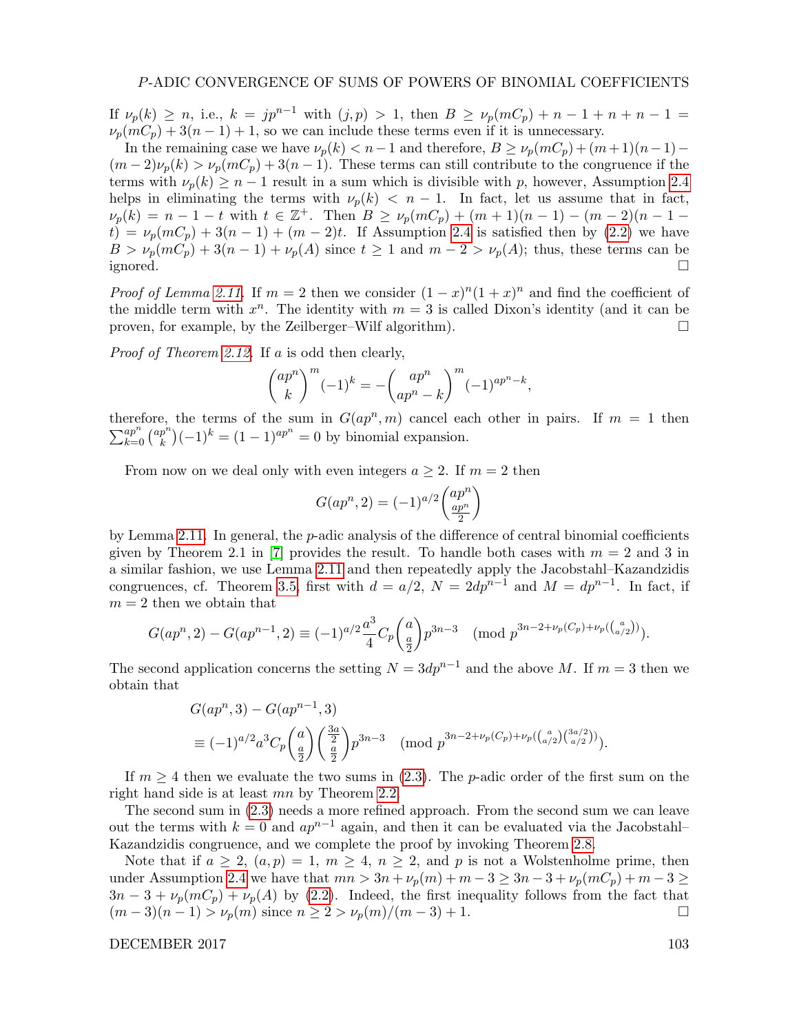If $\nu_p(k) \geq n$, i.e., $k = jp^{n-1}$ with $(j,p) > 1$, then $B \geq \nu_p(mC_p) + n - 1 + n + n - 1 = \nu_p(mC_p) + 3(n-1) + 1$, so we can include these terms even if it is unnecessary.

In the remaining case we have $\nu_p(k) < n-1$ and therefore, $B \geq \nu_p(mC_p) + (m+1)(n-1) - (m-2)\nu_p(k) > \nu_p(mC_p) + 3(n-1)$. These terms can still contribute to the congruence if the terms with $\nu_p(k) \geq n-1$ result in a sum which is divisible with $p$, however, Assumption 2.4 helps in eliminating the terms with $\nu_p(k) < n-1$. In fact, let us assume that in fact, $\nu_p(k) = n-1-t$ with $t \in \mathbb{Z}^+$. Then $B \geq \nu_p(mC_p) + (m+1)(n-1) - (m-2)(n-1-t) = \nu_p(mC_p) + 3(n-1) + (m-2)t$. If Assumption 2.4 is satisfied then by (2.2) we have $B > \nu_p(mC_p) + 3(n-1) + \nu_p(A)$ since $t \geq 1$ and $m-2 > \nu_p(A)$; thus, these terms can be ignored. □

*Proof of Lemma 2.11.* If $m = 2$ then we consider $(1-x)^n(1+x)^n$ and find the coefficient of the middle term with $x^n$. The identity with $m = 3$ is called Dixon's identity (and it can be proven, for example, by the Zeilberger–Wilf algorithm). □

*Proof of Theorem 2.12.* If $a$ is odd then clearly,

$$\binom{ap^n}{k}^m (-1)^k = -\binom{ap^n}{ap^n - k}^m (-1)^{ap^n - k},$$

therefore, the terms of the sum in $G(ap^n, m)$ cancel each other in pairs. If $m = 1$ then $\sum_{k=0}^{ap^n} \binom{ap^n}{k}(-1)^k = (1-1)^{ap^n} = 0$ by binomial expansion.

From now on we deal only with even integers $a \geq 2$. If $m = 2$ then

$$G(ap^n, 2) = (-1)^{a/2}\binom{ap^n}{\frac{ap^n}{2}}$$

by Lemma 2.11. In general, the $p$-adic analysis of the difference of central binomial coefficients given by Theorem 2.1 in [7] provides the result. To handle both cases with $m = 2$ and 3 in a similar fashion, we use Lemma 2.11 and then repeatedly apply the Jacobstahl–Kazandzidis congruences, cf. Theorem 3.5, first with $d = a/2$, $N = 2dp^{n-1}$ and $M = dp^{n-1}$. In fact, if $m = 2$ then we obtain that

$$G(ap^n, 2) - G(ap^{n-1}, 2) \equiv (-1)^{a/2}\frac{a^3}{4}C_p\binom{a}{\frac{a}{2}}p^{3n-3} \pmod{p^{3n-2+\nu_p(C_p)+\nu_p(\binom{a}{a/2})}}.$$

The second application concerns the setting $N = 3dp^{n-1}$ and the above $M$. If $m = 3$ then we obtain that

$$\begin{aligned}
&G(ap^n, 3) - G(ap^{n-1}, 3) \\
&\equiv (-1)^{a/2}a^3 C_p\binom{a}{\frac{a}{2}}\binom{\frac{3a}{2}}{\frac{a}{2}}p^{3n-3} \pmod{p^{3n-2+\nu_p(C_p)+\nu_p(\binom{a}{a/2}\binom{3a/2}{a/2})}}.
\end{aligned}$$

If $m \geq 4$ then we evaluate the two sums in (2.3). The $p$-adic order of the first sum on the right hand side is at least $mn$ by Theorem 2.2.

The second sum in (2.3) needs a more refined approach. From the second sum we can leave out the terms with $k = 0$ and $ap^{n-1}$ again, and then it can be evaluated via the Jacobstahl–Kazandzidis congruence, and we complete the proof by invoking Theorem 2.8.

Note that if $a \geq 2$, $(a,p) = 1$, $m \geq 4$, $n \geq 2$, and $p$ is not a Wolstenholme prime, then under Assumption 2.4 we have that $mn > 3n + \nu_p(m) + m - 3 \geq 3n - 3 + \nu_p(mC_p) + m - 3 \geq 3n - 3 + \nu_p(mC_p) + \nu_p(A)$ by (2.2). Indeed, the first inequality follows from the fact that $(m-3)(n-1) > \nu_p(m)$ since $n \geq 2 > \nu_p(m)/(m-3) + 1$. □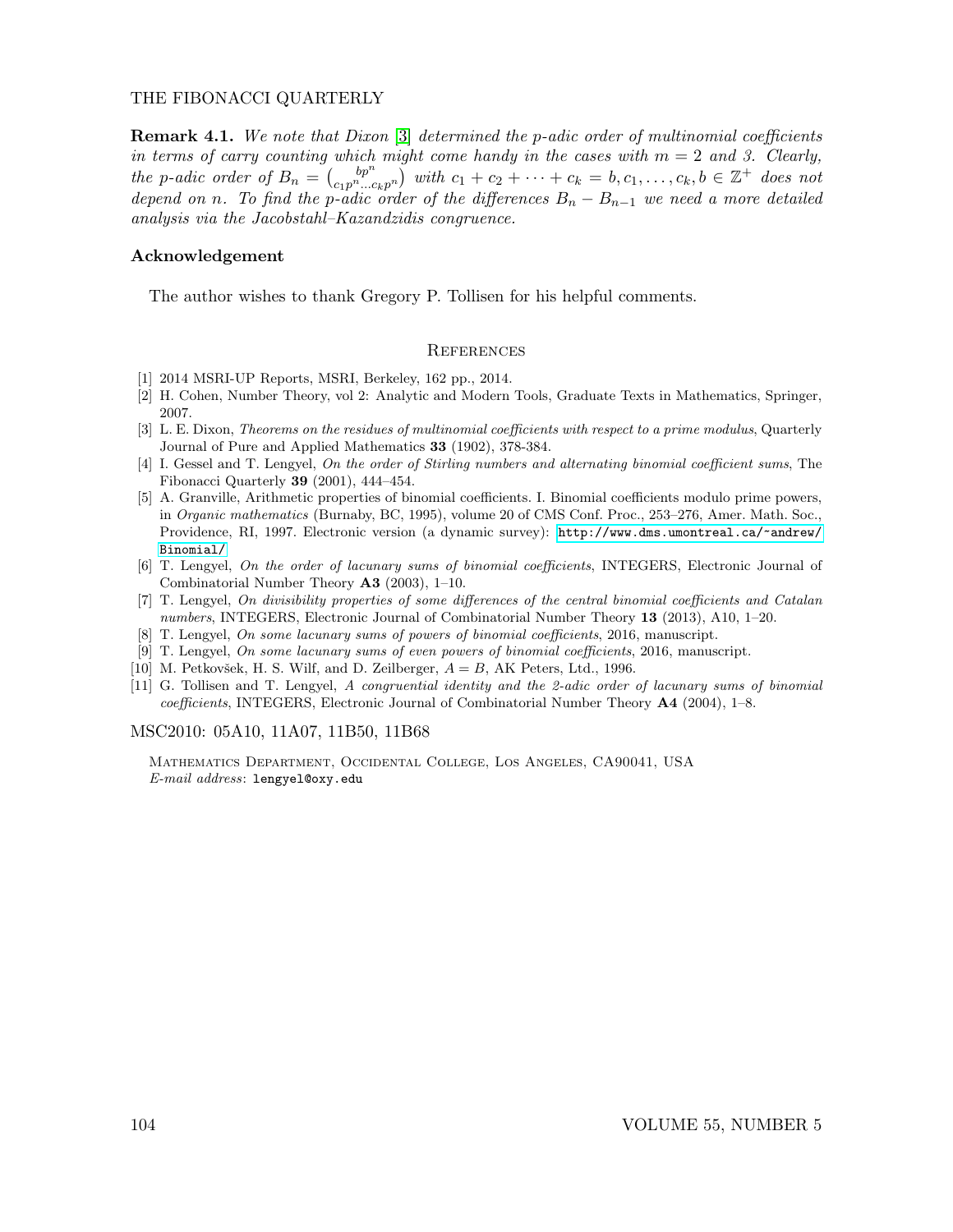**Remark 4.1.** *We note that Dixon [3] determined the p-adic order of multinomial coefficients in terms of carry counting which might come handy in the cases with $m = 2$ and 3. Clearly, the p-adic order of $B_n = \binom{bp^n}{c_1p^n \ldots c_kp^n}$ with $c_1 + c_2 + \cdots + c_k = b, c_1, \ldots, c_k, b \in \mathbb{Z}^+$ does not depend on n. To find the p-adic order of the differences $B_n - B_{n-1}$ we need a more detailed analysis via the Jacobstahl–Kazandzidis congruence.*

## Acknowledgement

The author wishes to thank Gregory P. Tollisen for his helpful comments.

## References

[1] 2014 MSRI-UP Reports, MSRI, Berkeley, 162 pp., 2014.

[2] H. Cohen, Number Theory, vol 2: Analytic and Modern Tools, Graduate Texts in Mathematics, Springer, 2007.

[3] L. E. Dixon, *Theorems on the residues of multinomial coefficients with respect to a prime modulus*, Quarterly Journal of Pure and Applied Mathematics **33** (1902), 378-384.

[4] I. Gessel and T. Lengyel, *On the order of Stirling numbers and alternating binomial coefficient sums*, The Fibonacci Quarterly **39** (2001), 444–454.

[5] A. Granville, Arithmetic properties of binomial coefficients. I. Binomial coefficients modulo prime powers, in *Organic mathematics* (Burnaby, BC, 1995), volume 20 of CMS Conf. Proc., 253–276, Amer. Math. Soc., Providence, RI, 1997. Electronic version (a dynamic survey): http://www.dms.umontreal.ca/~andrew/Binomial/

[6] T. Lengyel, *On the order of lacunary sums of binomial coefficients*, INTEGERS, Electronic Journal of Combinatorial Number Theory **A3** (2003), 1–10.

[7] T. Lengyel, *On divisibility properties of some differences of the central binomial coefficients and Catalan numbers*, INTEGERS, Electronic Journal of Combinatorial Number Theory **13** (2013), A10, 1–20.

[8] T. Lengyel, *On some lacunary sums of powers of binomial coefficients*, 2016, manuscript.

[9] T. Lengyel, *On some lacunary sums of even powers of binomial coefficients*, 2016, manuscript.

[10] M. Petkovšek, H. S. Wilf, and D. Zeilberger, *A = B*, AK Peters, Ltd., 1996.

[11] G. Tollisen and T. Lengyel, *A congruential identity and the 2-adic order of lacunary sums of binomial coefficients*, INTEGERS, Electronic Journal of Combinatorial Number Theory **A4** (2004), 1–8.

MSC2010: 05A10, 11A07, 11B50, 11B68

Mathematics Department, Occidental College, Los Angeles, CA90041, USA
*E-mail address*: lengyel@oxy.edu